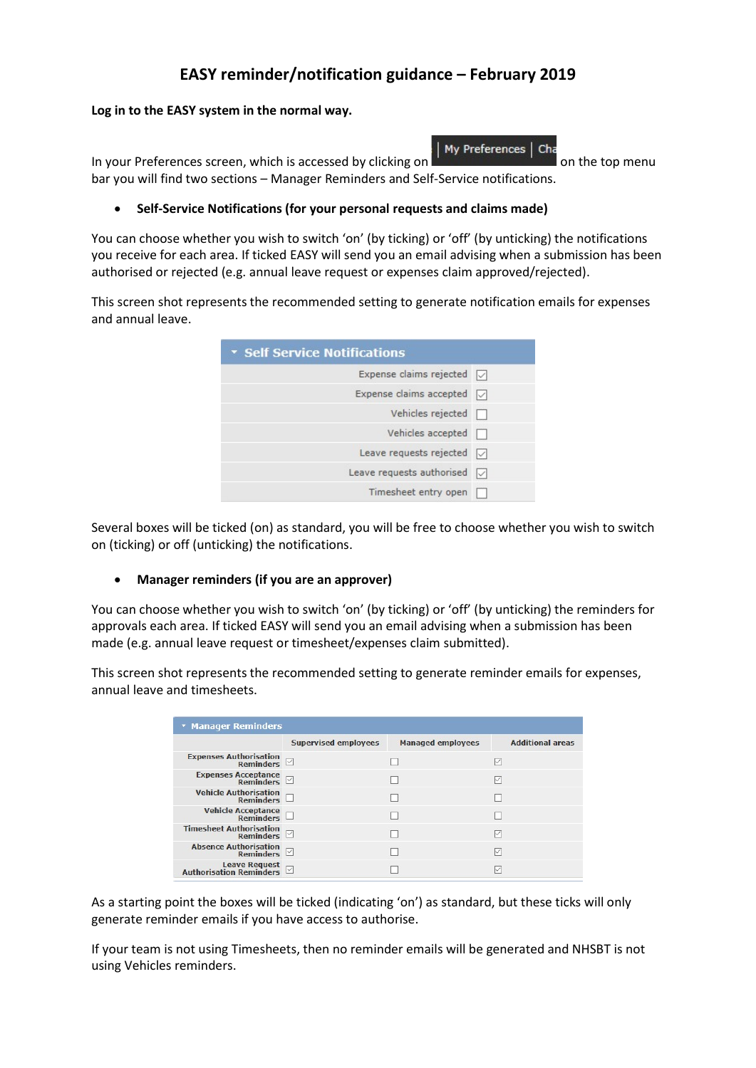# EASY reminder/notification guidance – February 2019

**Log in to the EASY system in the normal way.**

In your Preferences screen, which is accessed by clicking on | My Preferences | Cha on the top menu bar you will find two sections – Manager Reminders and Self-Service notifications.

- **Self-Service Notifications (for your personal requests and claims made)**

You can choose whether you wish to switch 'on' (by ticking) or 'off' (by unticking) the notifications you receive for each area. If ticked EASY will send you an email advising when a submission has been authorised or rejected (e.g. annual leave request or expenses claim approved/rejected).

This screen shot represents the recommended setting to generate notification emails for expenses and annual leave.

| Self Service Notifications | |
|---|---|
| Expense claims rejected | ☑ |
| Expense claims accepted | ☑ |
| Vehicles rejected | ☐ |
| Vehicles accepted | ☐ |
| Leave requests rejected | ☑ |
| Leave requests authorised | ☑ |
| Timesheet entry open | ☐ |

Several boxes will be ticked (on) as standard, you will be free to choose whether you wish to switch on (ticking) or off (unticking) the notifications.

- **Manager reminders (if you are an approver)**

You can choose whether you wish to switch 'on' (by ticking) or 'off' (by unticking) the reminders for approvals each area. If ticked EASY will send you an email advising when a submission has been made (e.g. annual leave request or timesheet/expenses claim submitted).

This screen shot represents the recommended setting to generate reminder emails for expenses, annual leave and timesheets.

| Manager Reminders | Supervised employees | Managed employees | Additional areas |
|---|---|---|---|
| Expenses Authorisation Reminders | ☑ | ☐ | ☑ |
| Expenses Acceptance Reminders | ☑ | ☐ | ☑ |
| Vehicle Authorisation Reminders | ☐ | ☐ | ☐ |
| Vehicle Acceptance Reminders | ☐ | ☐ | ☐ |
| Timesheet Authorisation Reminders | ☑ | ☐ | ☑ |
| Absence Authorisation Reminders | ☑ | ☐ | ☑ |
| Leave Request Authorisation Reminders | ☑ | ☐ | ☑ |

As a starting point the boxes will be ticked (indicating 'on') as standard, but these ticks will only generate reminder emails if you have access to authorise.

If your team is not using Timesheets, then no reminder emails will be generated and NHSBT is not using Vehicles reminders.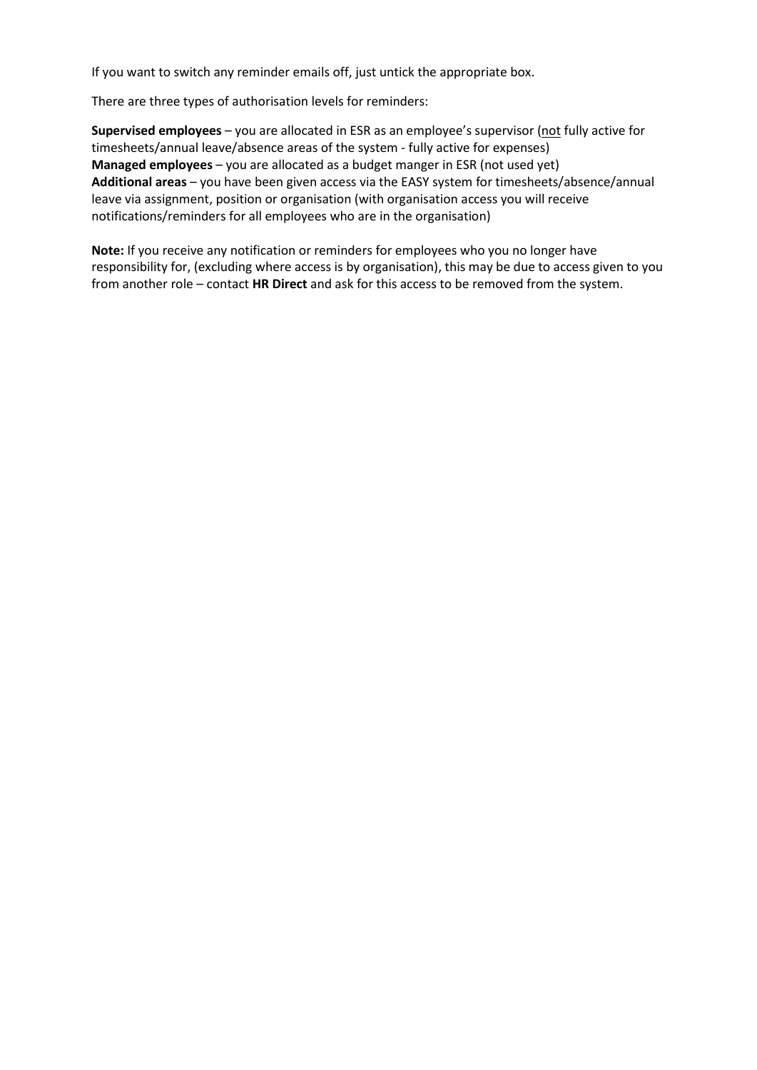If you want to switch any reminder emails off, just untick the appropriate box.

There are three types of authorisation levels for reminders:

**Supervised employees** – you are allocated in ESR as an employee's supervisor (<u>not</u> fully active for timesheets/annual leave/absence areas of the system - fully active for expenses)
**Managed employees** – you are allocated as a budget manger in ESR (not used yet)
**Additional areas** – you have been given access via the EASY system for timesheets/absence/annual leave via assignment, position or organisation (with organisation access you will receive notifications/reminders for all employees who are in the organisation)

**Note:** If you receive any notification or reminders for employees who you no longer have responsibility for, (excluding where access is by organisation), this may be due to access given to you from another role – contact **HR Direct** and ask for this access to be removed from the system.